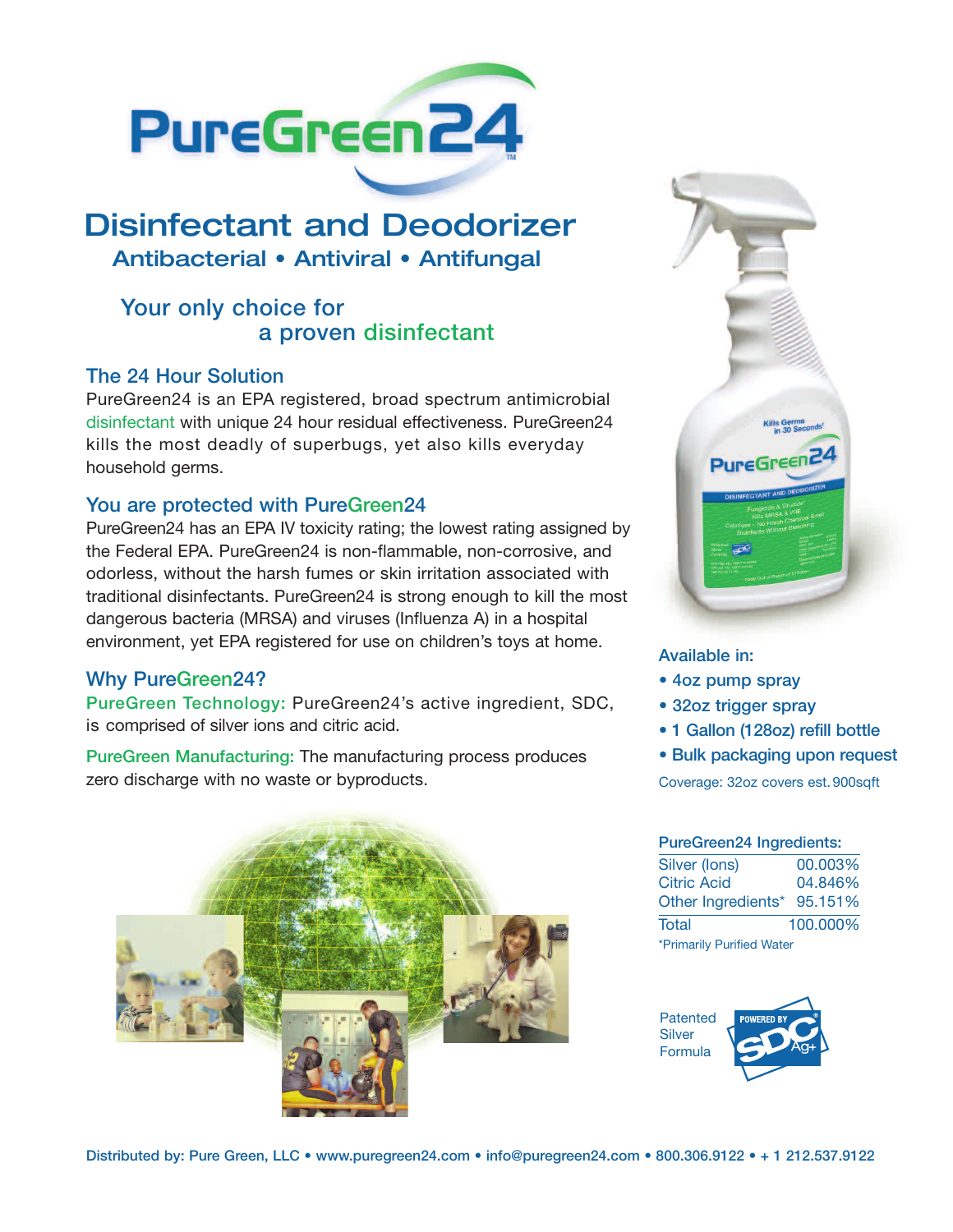# PureGreen24™

## Disinfectant and Deodorizer

### Antibacterial • Antiviral • Antifungal

Your only choice for a proven disinfectant

### The 24 Hour Solution

PureGreen24 is an EPA registered, broad spectrum antimicrobial disinfectant with unique 24 hour residual effectiveness. PureGreen24 kills the most deadly of superbugs, yet also kills everyday household germs.

### You are protected with PureGreen24

PureGreen24 has an EPA IV toxicity rating; the lowest rating assigned by the Federal EPA. PureGreen24 is non-flammable, non-corrosive, and odorless, without the harsh fumes or skin irritation associated with traditional disinfectants. PureGreen24 is strong enough to kill the most dangerous bacteria (MRSA) and viruses (Influenza A) in a hospital environment, yet EPA registered for use on children's toys at home.

### Why PureGreen24?

**PureGreen Technology:** PureGreen24's active ingredient, SDC, is comprised of silver ions and citric acid.

**PureGreen Manufacturing:** The manufacturing process produces zero discharge with no waste or byproducts.

### Available in:

- 4oz pump spray
- 32oz trigger spray
- 1 Gallon (128oz) refill bottle
- Bulk packaging upon request

Coverage: 32oz covers est. 900sqft

### PureGreen24 Ingredients:

| Ingredient | % |
|---|---|
| Silver (Ions) | 00.003% |
| Citric Acid | 04.846% |
| Other Ingredients* | 95.151% |
| Total | 100.000% |

*Primarily Purified Water

Patented Silver Formula — POWERED BY SDC Ag+

Distributed by: Pure Green, LLC • www.puregreen24.com • info@puregreen24.com • 800.306.9122 • + 1 212.537.9122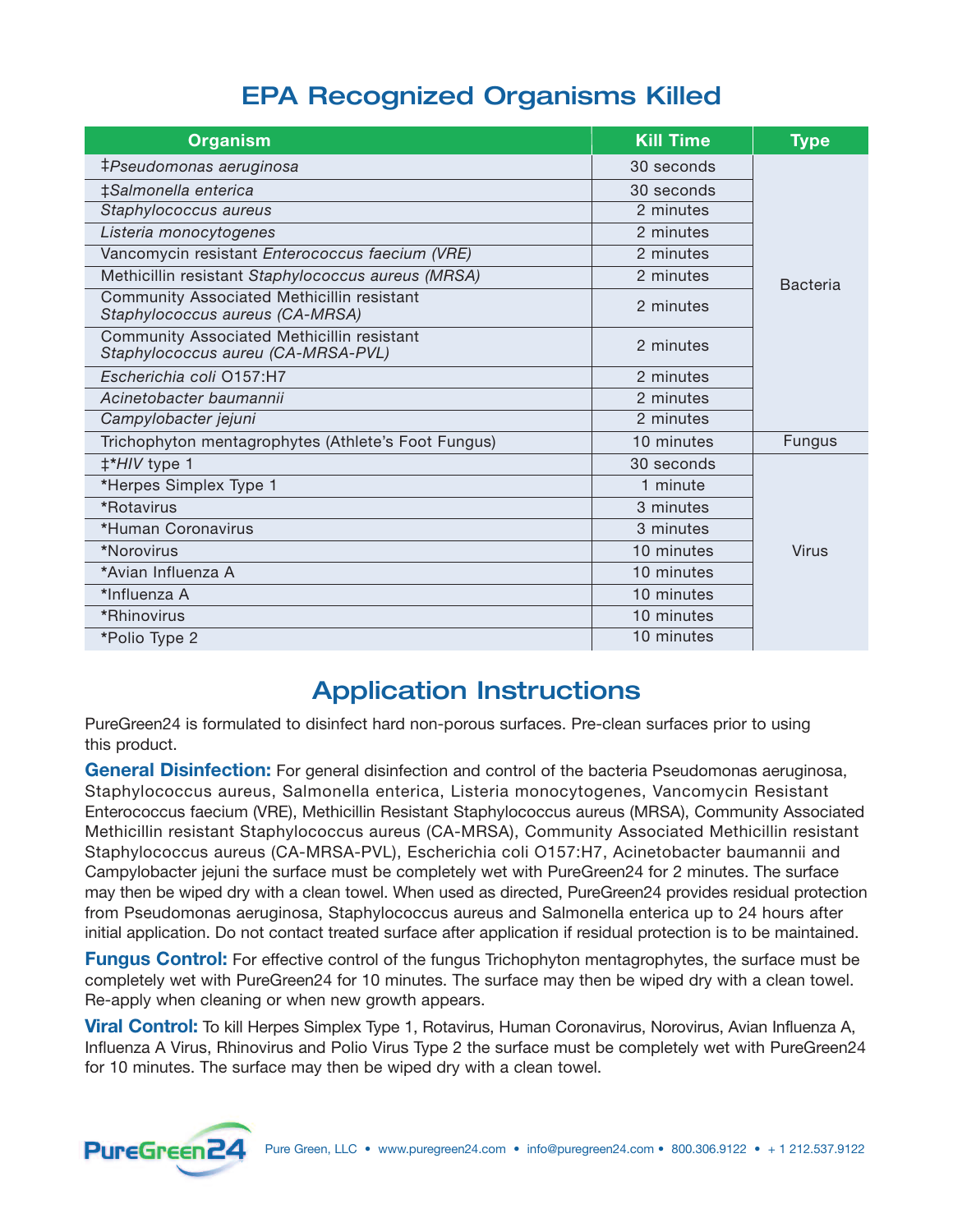## EPA Recognized Organisms Killed

| Organism | Kill Time | Type |
|---|---|---|
| ‡*Pseudomonas aeruginosa* | 30 seconds | Bacteria |
| ‡*Salmonella enterica* | 30 seconds | |
| *Staphylococcus aureus* | 2 minutes | |
| *Listeria monocytogenes* | 2 minutes | |
| Vancomycin resistant *Enterococcus faecium (VRE)* | 2 minutes | |
| Methicillin resistant *Staphylococcus aureus (MRSA)* | 2 minutes | |
| Community Associated Methicillin resistant *Staphylococcus aureus (CA-MRSA)* | 2 minutes | |
| Community Associated Methicillin resistant *Staphylococcus aureu (CA-MRSA-PVL)* | 2 minutes | |
| *Escherichia coli* O157:H7 | 2 minutes | |
| *Acinetobacter baumannii* | 2 minutes | |
| *Campylobacter jejuni* | 2 minutes | |
| Trichophyton mentagrophytes (Athlete's Foot Fungus) | 10 minutes | Fungus |
| ‡**HIV* type 1 | 30 seconds | Virus |
| *Herpes Simplex Type 1 | 1 minute | |
| *Rotavirus | 3 minutes | |
| *Human Coronavirus | 3 minutes | |
| *Norovirus | 10 minutes | |
| *Avian Influenza A | 10 minutes | |
| *Influenza A | 10 minutes | |
| *Rhinovirus | 10 minutes | |
| *Polio Type 2 | 10 minutes | |

## Application Instructions

PureGreen24 is formulated to disinfect hard non-porous surfaces. Pre-clean surfaces prior to using this product.

**General Disinfection:** For general disinfection and control of the bacteria Pseudomonas aeruginosa, Staphylococcus aureus, Salmonella enterica, Listeria monocytogenes, Vancomycin Resistant Enterococcus faecium (VRE), Methicillin Resistant Staphylococcus aureus (MRSA), Community Associated Methicillin resistant Staphylococcus aureus (CA-MRSA), Community Associated Methicillin resistant Staphylococcus aureus (CA-MRSA-PVL), Escherichia coli O157:H7, Acinetobacter baumannii and Campylobacter jejuni the surface must be completely wet with PureGreen24 for 2 minutes. The surface may then be wiped dry with a clean towel. When used as directed, PureGreen24 provides residual protection from Pseudomonas aeruginosa, Staphylococcus aureus and Salmonella enterica up to 24 hours after initial application. Do not contact treated surface after application if residual protection is to be maintained.

**Fungus Control:** For effective control of the fungus Trichophyton mentagrophytes, the surface must be completely wet with PureGreen24 for 10 minutes. The surface may then be wiped dry with a clean towel. Re-apply when cleaning or when new growth appears.

**Viral Control:** To kill Herpes Simplex Type 1, Rotavirus, Human Coronavirus, Norovirus, Avian Influenza A, Influenza A Virus, Rhinovirus and Polio Virus Type 2 the surface must be completely wet with PureGreen24 for 10 minutes. The surface may then be wiped dry with a clean towel.

PureGreen24 Pure Green, LLC • www.puregreen24.com • info@puregreen24.com • 800.306.9122 • + 1 212.537.9122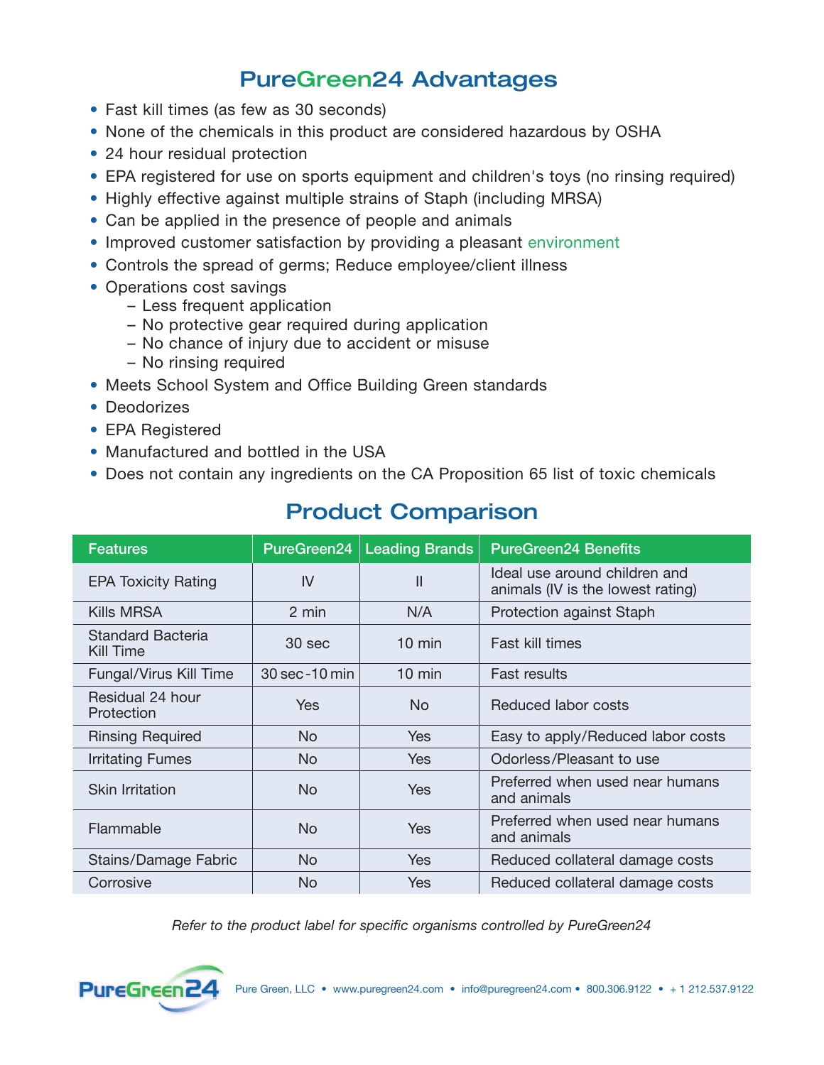## PureGreen24 Advantages

- Fast kill times (as few as 30 seconds)
- None of the chemicals in this product are considered hazardous by OSHA
- 24 hour residual protection
- EPA registered for use on sports equipment and children's toys (no rinsing required)
- Highly effective against multiple strains of Staph (including MRSA)
- Can be applied in the presence of people and animals
- Improved customer satisfaction by providing a pleasant environment
- Controls the spread of germs; Reduce employee/client illness
- Operations cost savings
  - Less frequent application
  - No protective gear required during application
  - No chance of injury due to accident or misuse
  - No rinsing required
- Meets School System and Office Building Green standards
- Deodorizes
- EPA Registered
- Manufactured and bottled in the USA
- Does not contain any ingredients on the CA Proposition 65 list of toxic chemicals

## Product Comparison

| Features | PureGreen24 | Leading Brands | PureGreen24 Benefits |
|---|---|---|---|
| EPA Toxicity Rating | IV | II | Ideal use around children and animals (IV is the lowest rating) |
| Kills MRSA | 2 min | N/A | Protection against Staph |
| Standard Bacteria Kill Time | 30 sec | 10 min | Fast kill times |
| Fungal/Virus Kill Time | 30 sec - 10 min | 10 min | Fast results |
| Residual 24 hour Protection | Yes | No | Reduced labor costs |
| Rinsing Required | No | Yes | Easy to apply/Reduced labor costs |
| Irritating Fumes | No | Yes | Odorless/Pleasant to use |
| Skin Irritation | No | Yes | Preferred when used near humans and animals |
| Flammable | No | Yes | Preferred when used near humans and animals |
| Stains/Damage Fabric | No | Yes | Reduced collateral damage costs |
| Corrosive | No | Yes | Reduced collateral damage costs |

*Refer to the product label for specific organisms controlled by PureGreen24*

PureGreen24

Pure Green, LLC • www.puregreen24.com • info@puregreen24.com • 800.306.9122 • + 1 212.537.9122